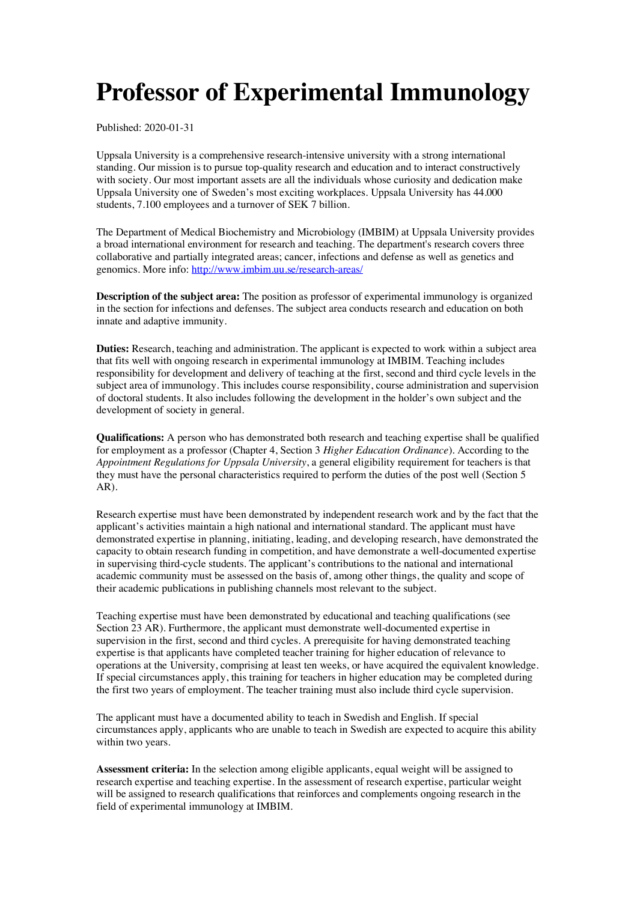# Professor of Experimental Immunology

Published: 2020-01-31

Uppsala University is a comprehensive research-intensive university with a strong international standing. Our mission is to pursue top-quality research and education and to interact constructively with society. Our most important assets are all the individuals whose curiosity and dedication make Uppsala University one of Sweden's most exciting workplaces. Uppsala University has 44.000 students, 7.100 employees and a turnover of SEK 7 billion.

The Department of Medical Biochemistry and Microbiology (IMBIM) at Uppsala University provides a broad international environment for research and teaching. The department's research covers three collaborative and partially integrated areas; cancer, infections and defense as well as genetics and genomics. More info: [http://www.imbim.uu.se/research-areas/](http://www.imbim.uu.se/research-areas/)

**Description of the subject area:** The position as professor of experimental immunology is organized in the section for infections and defenses. The subject area conducts research and education on both innate and adaptive immunity.

**Duties:** Research, teaching and administration. The applicant is expected to work within a subject area that fits well with ongoing research in experimental immunology at IMBIM. Teaching includes responsibility for development and delivery of teaching at the first, second and third cycle levels in the subject area of immunology. This includes course responsibility, course administration and supervision of doctoral students. It also includes following the development in the holder's own subject and the development of society in general.

**Qualifications:** A person who has demonstrated both research and teaching expertise shall be qualified for employment as a professor (Chapter 4, Section 3 *Higher Education Ordinance*). According to the *Appointment Regulations for Uppsala University*, a general eligibility requirement for teachers is that they must have the personal characteristics required to perform the duties of the post well (Section 5 AR).

Research expertise must have been demonstrated by independent research work and by the fact that the applicant's activities maintain a high national and international standard. The applicant must have demonstrated expertise in planning, initiating, leading, and developing research, have demonstrated the capacity to obtain research funding in competition, and have demonstrate a well-documented expertise in supervising third-cycle students. The applicant's contributions to the national and international academic community must be assessed on the basis of, among other things, the quality and scope of their academic publications in publishing channels most relevant to the subject.

Teaching expertise must have been demonstrated by educational and teaching qualifications (see Section 23 AR). Furthermore, the applicant must demonstrate well-documented expertise in supervision in the first, second and third cycles. A prerequisite for having demonstrated teaching expertise is that applicants have completed teacher training for higher education of relevance to operations at the University, comprising at least ten weeks, or have acquired the equivalent knowledge. If special circumstances apply, this training for teachers in higher education may be completed during the first two years of employment. The teacher training must also include third cycle supervision.

The applicant must have a documented ability to teach in Swedish and English. If special circumstances apply, applicants who are unable to teach in Swedish are expected to acquire this ability within two years.

**Assessment criteria:** In the selection among eligible applicants, equal weight will be assigned to research expertise and teaching expertise. In the assessment of research expertise, particular weight will be assigned to research qualifications that reinforces and complements ongoing research in the field of experimental immunology at IMBIM.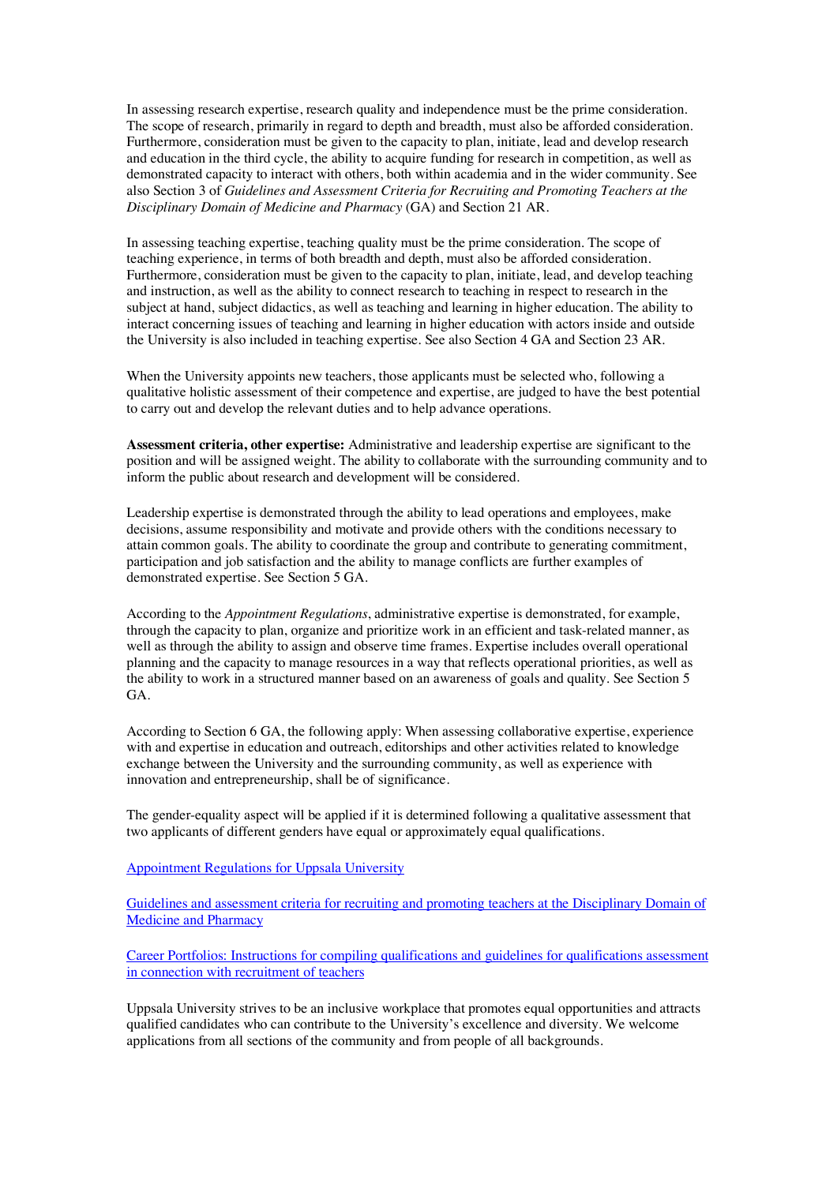In assessing research expertise, research quality and independence must be the prime consideration. The scope of research, primarily in regard to depth and breadth, must also be afforded consideration. Furthermore, consideration must be given to the capacity to plan, initiate, lead and develop research and education in the third cycle, the ability to acquire funding for research in competition, as well as demonstrated capacity to interact with others, both within academia and in the wider community. See also Section 3 of *Guidelines and Assessment Criteria for Recruiting and Promoting Teachers at the Disciplinary Domain of Medicine and Pharmacy* (GA) and Section 21 AR.

In assessing teaching expertise, teaching quality must be the prime consideration. The scope of teaching experience, in terms of both breadth and depth, must also be afforded consideration. Furthermore, consideration must be given to the capacity to plan, initiate, lead, and develop teaching and instruction, as well as the ability to connect research to teaching in respect to research in the subject at hand, subject didactics, as well as teaching and learning in higher education. The ability to interact concerning issues of teaching and learning in higher education with actors inside and outside the University is also included in teaching expertise. See also Section 4 GA and Section 23 AR.

When the University appoints new teachers, those applicants must be selected who, following a qualitative holistic assessment of their competence and expertise, are judged to have the best potential to carry out and develop the relevant duties and to help advance operations.

**Assessment criteria, other expertise:** Administrative and leadership expertise are significant to the position and will be assigned weight. The ability to collaborate with the surrounding community and to inform the public about research and development will be considered.

Leadership expertise is demonstrated through the ability to lead operations and employees, make decisions, assume responsibility and motivate and provide others with the conditions necessary to attain common goals. The ability to coordinate the group and contribute to generating commitment, participation and job satisfaction and the ability to manage conflicts are further examples of demonstrated expertise. See Section 5 GA.

According to the *Appointment Regulations*, administrative expertise is demonstrated, for example, through the capacity to plan, organize and prioritize work in an efficient and task-related manner, as well as through the ability to assign and observe time frames. Expertise includes overall operational planning and the capacity to manage resources in a way that reflects operational priorities, as well as the ability to work in a structured manner based on an awareness of goals and quality. See Section 5 GA.

According to Section 6 GA, the following apply: When assessing collaborative expertise, experience with and expertise in education and outreach, editorships and other activities related to knowledge exchange between the University and the surrounding community, as well as experience with innovation and entrepreneurship, shall be of significance.

The gender-equality aspect will be applied if it is determined following a qualitative assessment that two applicants of different genders have equal or approximately equal qualifications.

Appointment Regulations for Uppsala University

Guidelines and assessment criteria for recruiting and promoting teachers at the Disciplinary Domain of Medicine and Pharmacy

Career Portfolios: Instructions for compiling qualifications and guidelines for qualifications assessment in connection with recruitment of teachers

Uppsala University strives to be an inclusive workplace that promotes equal opportunities and attracts qualified candidates who can contribute to the University's excellence and diversity. We welcome applications from all sections of the community and from people of all backgrounds.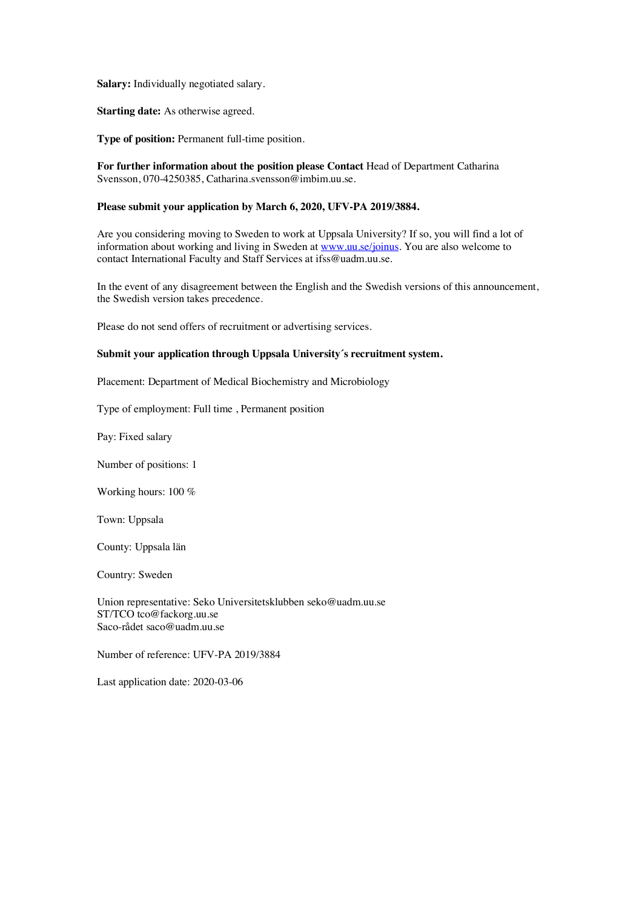**Salary:** Individually negotiated salary.

**Starting date:** As otherwise agreed.

**Type of position:** Permanent full-time position.

**For further information about the position please Contact** Head of Department Catharina Svensson, 070-4250385, Catharina.svensson@imbim.uu.se.

**Please submit your application by March 6, 2020, UFV-PA 2019/3884.**

Are you considering moving to Sweden to work at Uppsala University? If so, you will find a lot of information about working and living in Sweden at www.uu.se/joinus. You are also welcome to contact International Faculty and Staff Services at ifss@uadm.uu.se.

In the event of any disagreement between the English and the Swedish versions of this announcement, the Swedish version takes precedence.

Please do not send offers of recruitment or advertising services.

**Submit your application through Uppsala University´s recruitment system.**

Placement: Department of Medical Biochemistry and Microbiology

Type of employment: Full time , Permanent position

Pay: Fixed salary

Number of positions: 1

Working hours: 100 %

Town: Uppsala

County: Uppsala län

Country: Sweden

Union representative: Seko Universitetsklubben seko@uadm.uu.se
ST/TCO tco@fackorg.uu.se
Saco-rådet saco@uadm.uu.se

Number of reference: UFV-PA 2019/3884

Last application date: 2020-03-06